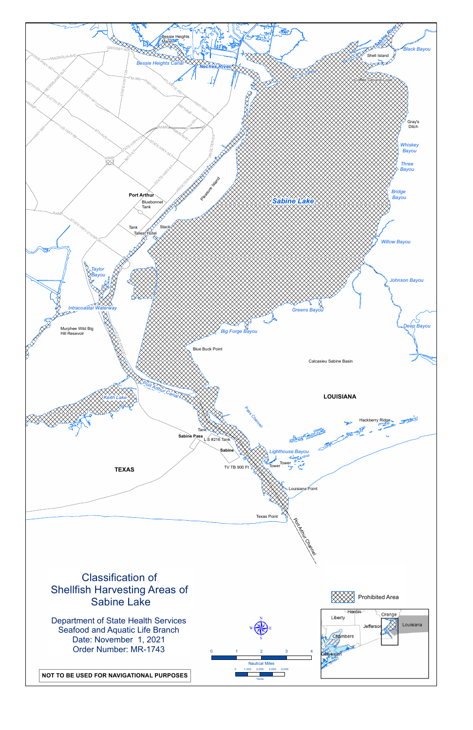# Classification of Shellfish Harvesting Areas of Sabine Lake

Department of State Health Services
Seafood and Aquatic Life Branch
Date: November 1, 2021
Order Number: MR-1743

Prohibited Area

Nautical Miles: 0 1 2 3 4

Yards: 0 1,000 2,000 3,000 4,000

**NOT TO BE USED FOR NAVIGATIONAL PURPOSES**

Sabine Lake

TEXAS

LOUISIANA

Port Arthur

Sabine Pass

Sabine

Bessie Heights Marsh

Bessie Heights Canal

Neches River

Sabine River

Black Bayou

Shell Island

Coffee Ground Cove

Gray's Ditch

Whiskey Bayou

Three Bayou

Bridge Bayou

Willow Bayou

Johnson Bayou

Deep Bayou

Greens Bayou

Big Forge Bayou

Blue Buck Point

Calcasieu Sabine Basin

Hackberry Ridge

Lighthouse Bayou

Louisiana Point

Texas Point

Port Arthur Channel

Pass Channel

Port Arthur Canal

Keith Lake

Intracoastal Waterway

Taylor Bayou

Murphee Wild Big Hill Resevoir

Pleasure Island

Bluebonnet Tank

Tank

Stack

Tallest Hotel

L S #216 Tank

TV TB 900 Ft

Tower

Hardin, Orange, Liberty, Jefferson, Chambers, Galveston, Louisiana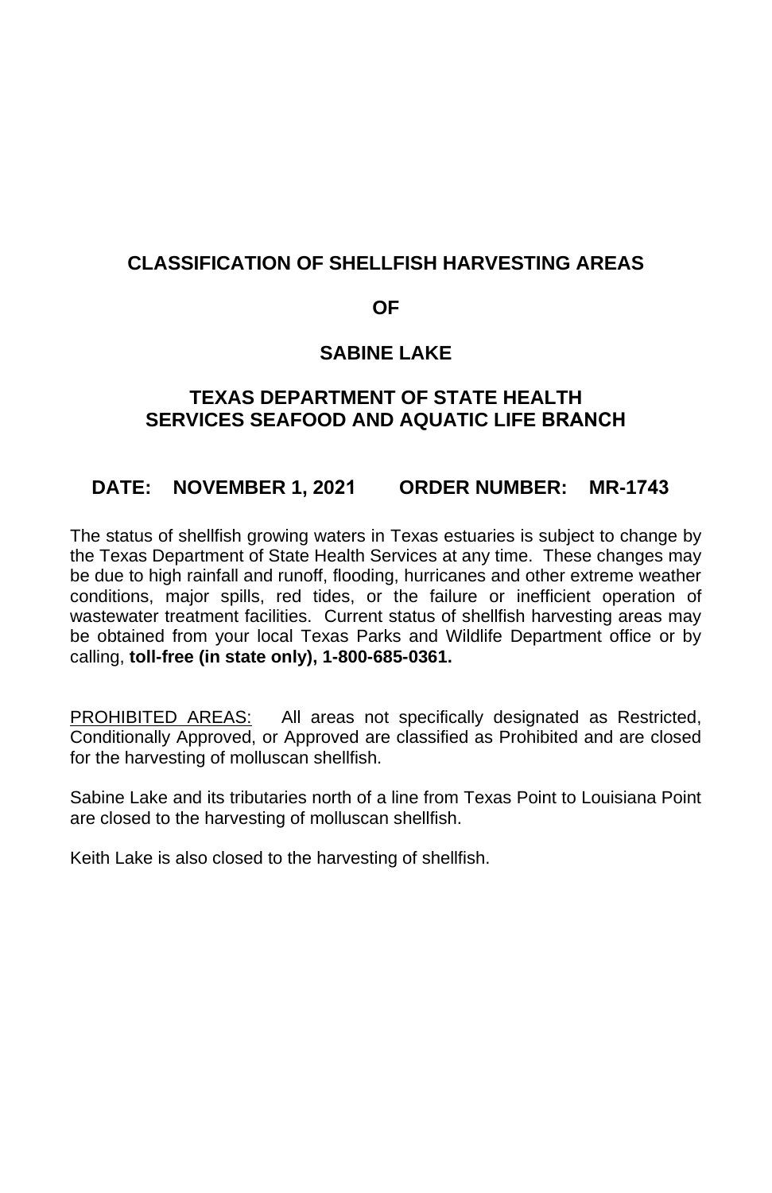# CLASSIFICATION OF SHELLFISH HARVESTING AREAS

# OF

# SABINE LAKE

## TEXAS DEPARTMENT OF STATE HEALTH SERVICES SEAFOOD AND AQUATIC LIFE BRANCH

### DATE: NOVEMBER 1, 2021 ORDER NUMBER: MR-1743

The status of shellfish growing waters in Texas estuaries is subject to change by the Texas Department of State Health Services at any time. These changes may be due to high rainfall and runoff, flooding, hurricanes and other extreme weather conditions, major spills, red tides, or the failure or inefficient operation of wastewater treatment facilities. Current status of shellfish harvesting areas may be obtained from your local Texas Parks and Wildlife Department office or by calling, **toll-free (in state only), 1-800-685-0361.**

<u>PROHIBITED AREAS:</u> All areas not specifically designated as Restricted, Conditionally Approved, or Approved are classified as Prohibited and are closed for the harvesting of molluscan shellfish.

Sabine Lake and its tributaries north of a line from Texas Point to Louisiana Point are closed to the harvesting of molluscan shellfish.

Keith Lake is also closed to the harvesting of shellfish.